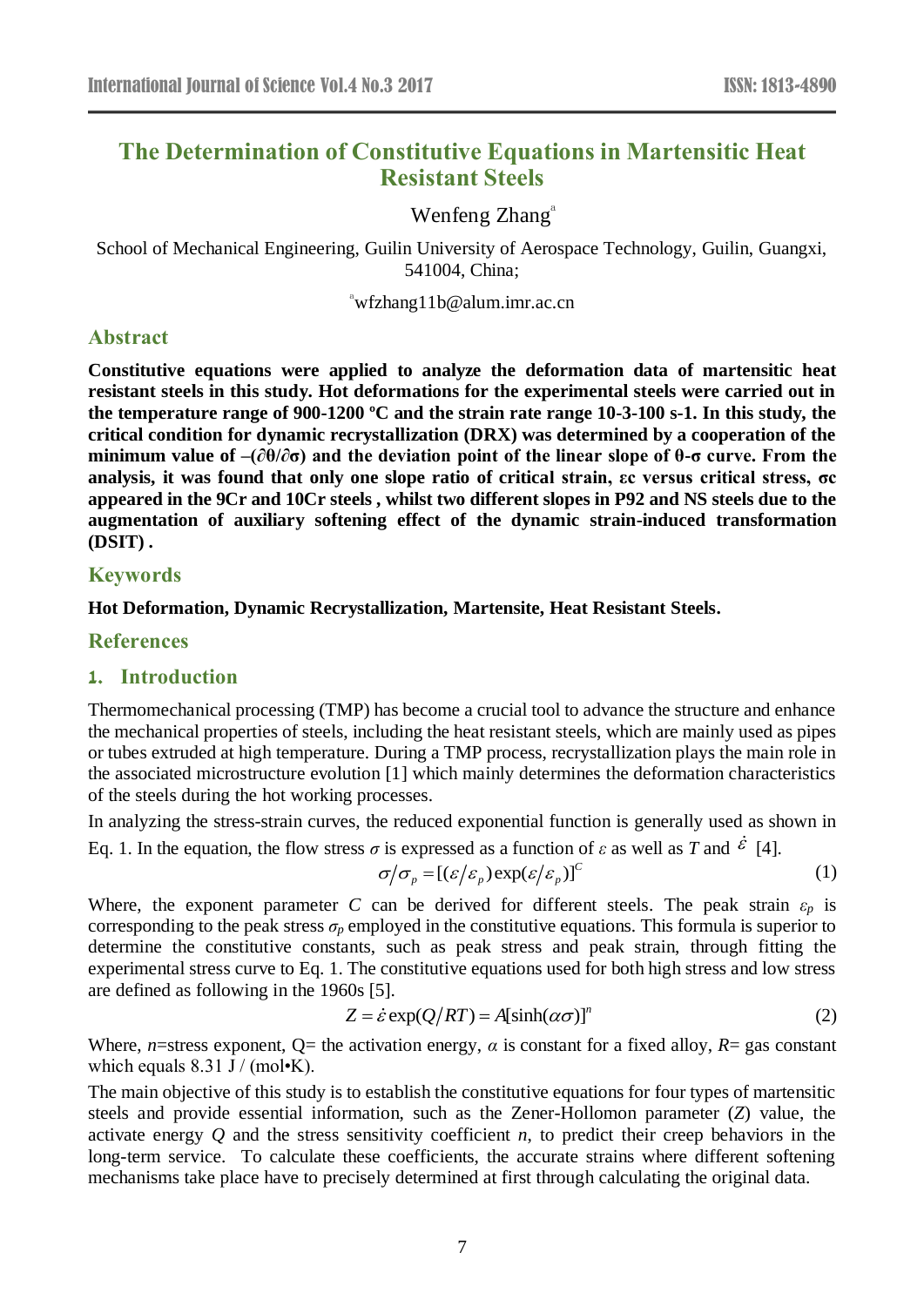# The Determination of Constitutive Equations in Martensitic Heat Resistant Steels

Wenfeng Zhang[a]

School of Mechanical Engineering, Guilin University of Aerospace Technology, Guilin, Guangxi, 541004, China;

[a]wfzhang11b@alum.imr.ac.cn

## Abstract

**Constitutive equations were applied to analyze the deformation data of martensitic heat resistant steels in this study. Hot deformations for the experimental steels were carried out in the temperature range of 900-1200 ºC and the strain rate range 10-3-100 s-1. In this study, the critical condition for dynamic recrystallization (DRX) was determined by a cooperation of the minimum value of –(∂θ/∂σ) and the deviation point of the linear slope of θ-σ curve. From the analysis, it was found that only one slope ratio of critical strain, εc versus critical stress, σc appeared in the 9Cr and 10Cr steels , whilst two different slopes in P92 and NS steels due to the augmentation of auxiliary softening effect of the dynamic strain-induced transformation (DSIT) .**

## Keywords

**Hot Deformation, Dynamic Recrystallization, Martensite, Heat Resistant Steels.**

## References

## 1. Introduction

Thermomechanical processing (TMP) has become a crucial tool to advance the structure and enhance the mechanical properties of steels, including the heat resistant steels, which are mainly used as pipes or tubes extruded at high temperature. During a TMP process, recrystallization plays the main role in the associated microstructure evolution [1] which mainly determines the deformation characteristics of the steels during the hot working processes.

In analyzing the stress-strain curves, the reduced exponential function is generally used as shown in Eq. 1. In the equation, the flow stress $\sigma$ is expressed as a function of $\varepsilon$ as well as $T$ and $\dot{\varepsilon}$ [4].

$$\sigma/\sigma_p = [(\varepsilon/\varepsilon_p)\exp(\varepsilon/\varepsilon_p)]^C \tag{1}$$

Where, the exponent parameter $C$ can be derived for different steels. The peak strain $\varepsilon_p$ is corresponding to the peak stress $\sigma_p$ employed in the constitutive equations. This formula is superior to determine the constitutive constants, such as peak stress and peak strain, through fitting the experimental stress curve to Eq. 1. The constitutive equations used for both high stress and low stress are defined as following in the 1960s [5].

$$Z = \dot{\varepsilon}\exp(Q/RT) = A[\sinh(\alpha\sigma)]^n \tag{2}$$

Where, $n$=stress exponent, Q= the activation energy, $\alpha$ is constant for a fixed alloy, $R$= gas constant which equals 8.31 J / (mol•K).

The main objective of this study is to establish the constitutive equations for four types of martensitic steels and provide essential information, such as the Zener-Hollomon parameter ($Z$) value, the activate energy $Q$ and the stress sensitivity coefficient $n$, to predict their creep behaviors in the long-term service. To calculate these coefficients, the accurate strains where different softening mechanisms take place have to precisely determined at first through calculating the original data.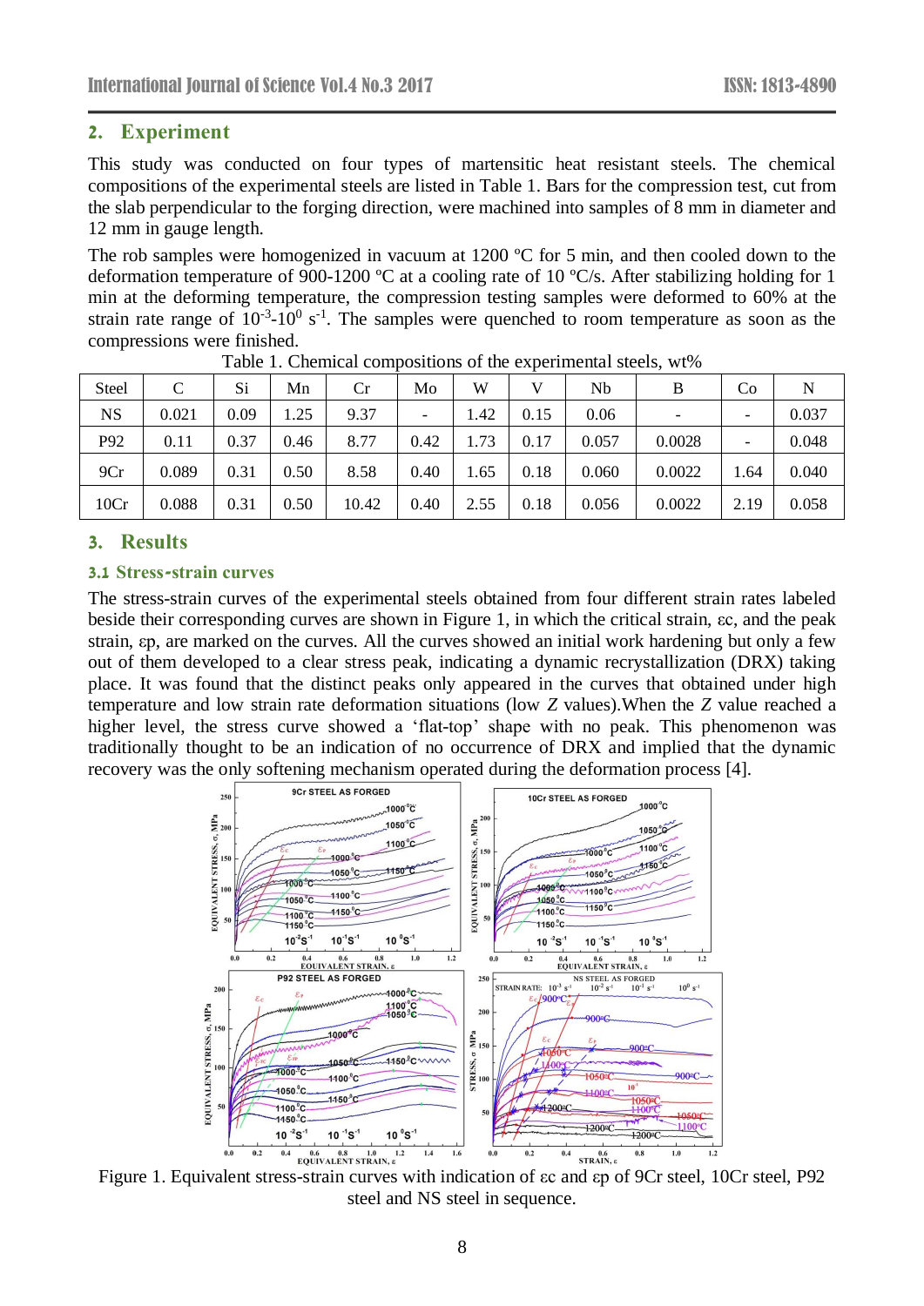## 2. Experiment

This study was conducted on four types of martensitic heat resistant steels. The chemical compositions of the experimental steels are listed in Table 1. Bars for the compression test, cut from the slab perpendicular to the forging direction, were machined into samples of 8 mm in diameter and 12 mm in gauge length.

The rob samples were homogenized in vacuum at 1200 ºC for 5 min, and then cooled down to the deformation temperature of 900-1200 ºC at a cooling rate of 10 ºC/s. After stabilizing holding for 1 min at the deforming temperature, the compression testing samples were deformed to 60% at the strain rate range of $10^{-3}$-$10^{0}$ $s^{-1}$. The samples were quenched to room temperature as soon as the compressions were finished.

Table 1. Chemical compositions of the experimental steels, wt%

| Steel | C | Si | Mn | Cr | Mo | W | V | Nb | B | Co | N |
|---|---|---|---|---|---|---|---|---|---|---|---|
| NS | 0.021 | 0.09 | 1.25 | 9.37 | - | 1.42 | 0.15 | 0.06 | - | - | 0.037 |
| P92 | 0.11 | 0.37 | 0.46 | 8.77 | 0.42 | 1.73 | 0.17 | 0.057 | 0.0028 | - | 0.048 |
| 9Cr | 0.089 | 0.31 | 0.50 | 8.58 | 0.40 | 1.65 | 0.18 | 0.060 | 0.0022 | 1.64 | 0.040 |
| 10Cr | 0.088 | 0.31 | 0.50 | 10.42 | 0.40 | 2.55 | 0.18 | 0.056 | 0.0022 | 2.19 | 0.058 |

## 3. Results

### 3.1 Stress-strain curves

The stress-strain curves of the experimental steels obtained from four different strain rates labeled beside their corresponding curves are shown in Figure 1, in which the critical strain, $\varepsilon c$, and the peak strain, $\varepsilon p$, are marked on the curves. All the curves showed an initial work hardening but only a few out of them developed to a clear stress peak, indicating a dynamic recrystallization (DRX) taking place. It was found that the distinct peaks only appeared in the curves that obtained under high temperature and low strain rate deformation situations (low *Z* values).When the *Z* value reached a higher level, the stress curve showed a 'flat-top' shape with no peak. This phenomenon was traditionally thought to be an indication of no occurrence of DRX and implied that the dynamic recovery was the only softening mechanism operated during the deformation process [4].

Figure 1. Equivalent stress-strain curves with indication of $\varepsilon c$ and $\varepsilon p$ of 9Cr steel, 10Cr steel, P92 steel and NS steel in sequence.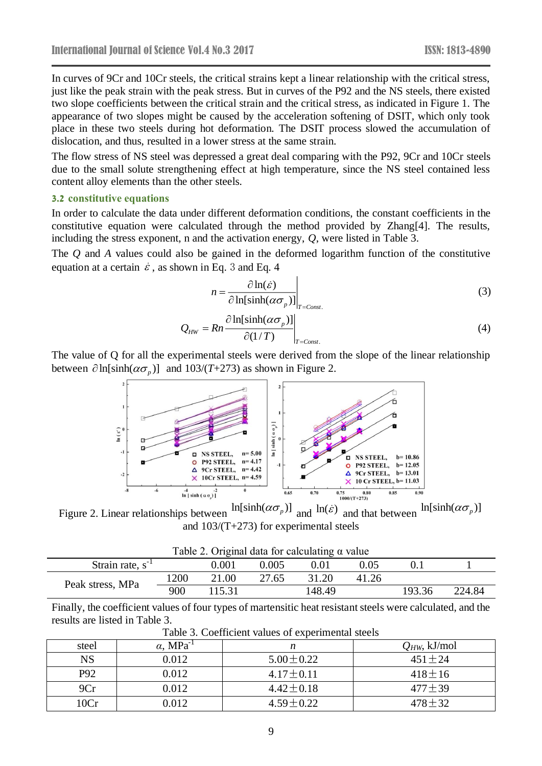In curves of 9Cr and 10Cr steels, the critical strains kept a linear relationship with the critical stress, just like the peak strain with the peak stress. But in curves of the P92 and the NS steels, there existed two slope coefficients between the critical strain and the critical stress, as indicated in Figure 1. The appearance of two slopes might be caused by the acceleration softening of DSIT, which only took place in these two steels during hot deformation. The DSIT process slowed the accumulation of dislocation, and thus, resulted in a lower stress at the same strain.

The flow stress of NS steel was depressed a great deal comparing with the P92, 9Cr and 10Cr steels due to the small solute strengthening effect at high temperature, since the NS steel contained less content alloy elements than the other steels.

### 3.2 constitutive equations

In order to calculate the data under different deformation conditions, the constant coefficients in the constitutive equation were calculated through the method provided by Zhang[4]. The results, including the stress exponent, n and the activation energy, *Q*, were listed in Table 3.

The *Q* and *A* values could also be gained in the deformed logarithm function of the constitutive equation at a certain $\dot{\varepsilon}$, as shown in Eq. 3 and Eq. 4

$$n = \left. \frac{\partial \ln(\dot{\varepsilon})}{\partial \ln[\sinh(\alpha\sigma_p)]} \right|_{T=Const.} \tag{3}$$

$$Q_{HW} = Rn \left. \frac{\partial \ln[\sinh(\alpha\sigma_p)]}{\partial(1/T)} \right|_{T=Const.} \tag{4}$$

The value of Q for all the experimental steels were derived from the slope of the linear relationship between $\partial \ln[\sinh(\alpha\sigma_p)]$ and 103/(*T*+273) as shown in Figure 2.

Figure 2. Linear relationships between $\ln[\sinh(\alpha\sigma_p)]$ and $\ln(\dot{\varepsilon})$ and that between $\ln[\sinh(\alpha\sigma_p)]$ and 103/(T+273) for experimental steels

Table 2. Original data for calculating α value

| Strain rate, $s^{-1}$ | | 0.001 | 0.005 | 0.01 | 0.05 | 0.1 | 1 |
|---|---|---|---|---|---|---|---|
| Peak stress, MPa | 1200 | 21.00 | 27.65 | 31.20 | 41.26 | | |
| | 900 | 115.31 | | 148.49 | | 193.36 | 224.84 |

Finally, the coefficient values of four types of martensitic heat resistant steels were calculated, and the results are listed in Table 3.

Table 3. Coefficient values of experimental steels

| steel | $\alpha$, $MPa^{-1}$ | $n$ | $Q_{HW}$, kJ/mol |
|---|---|---|---|
| NS | 0.012 | 5.00±0.22 | 451±24 |
| P92 | 0.012 | 4.17±0.11 | 418±16 |
| 9Cr | 0.012 | 4.42±0.18 | 477±39 |
| 10Cr | 0.012 | 4.59±0.22 | 478±32 |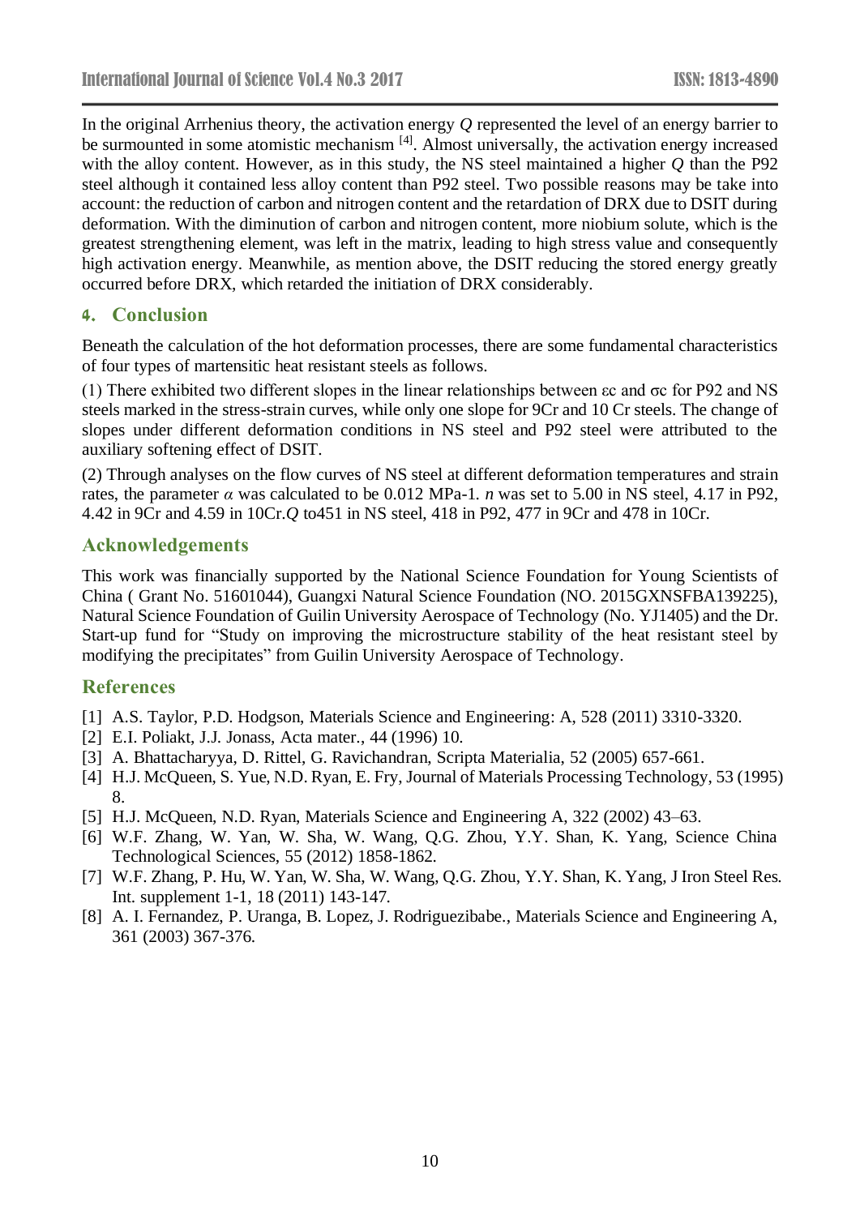In the original Arrhenius theory, the activation energy $Q$ represented the level of an energy barrier to be surmounted in some atomistic mechanism [4]. Almost universally, the activation energy increased with the alloy content. However, as in this study, the NS steel maintained a higher $Q$ than the P92 steel although it contained less alloy content than P92 steel. Two possible reasons may be take into account: the reduction of carbon and nitrogen content and the retardation of DRX due to DSIT during deformation. With the diminution of carbon and nitrogen content, more niobium solute, which is the greatest strengthening element, was left in the matrix, leading to high stress value and consequently high activation energy. Meanwhile, as mention above, the DSIT reducing the stored energy greatly occurred before DRX, which retarded the initiation of DRX considerably.

## 4. Conclusion

Beneath the calculation of the hot deformation processes, there are some fundamental characteristics of four types of martensitic heat resistant steels as follows.

(1) There exhibited two different slopes in the linear relationships between $\varepsilon_c$ and $\sigma_c$ for P92 and NS steels marked in the stress-strain curves, while only one slope for 9Cr and 10 Cr steels. The change of slopes under different deformation conditions in NS steel and P92 steel were attributed to the auxiliary softening effect of DSIT.

(2) Through analyses on the flow curves of NS steel at different deformation temperatures and strain rates, the parameter $\alpha$ was calculated to be 0.012 $MPa^{-1}$. $n$ was set to 5.00 in NS steel, 4.17 in P92, 4.42 in 9Cr and 4.59 in 10Cr.$Q$ to451 in NS steel, 418 in P92, 477 in 9Cr and 478 in 10Cr.

## Acknowledgements

This work was financially supported by the National Science Foundation for Young Scientists of China ( Grant No. 51601044), Guangxi Natural Science Foundation (NO. 2015GXNSFBA139225), Natural Science Foundation of Guilin University Aerospace of Technology (No. YJ1405) and the Dr. Start-up fund for "Study on improving the microstructure stability of the heat resistant steel by modifying the precipitates" from Guilin University Aerospace of Technology.

## References

[1] A.S. Taylor, P.D. Hodgson, Materials Science and Engineering: A, 528 (2011) 3310-3320.

[2] E.I. Poliakt, J.J. Jonass, Acta mater., 44 (1996) 10.

[3] A. Bhattacharyya, D. Rittel, G. Ravichandran, Scripta Materialia, 52 (2005) 657-661.

[4] H.J. McQueen, S. Yue, N.D. Ryan, E. Fry, Journal of Materials Processing Technology, 53 (1995) 8.

[5] H.J. McQueen, N.D. Ryan, Materials Science and Engineering A, 322 (2002) 43–63.

[6] W.F. Zhang, W. Yan, W. Sha, W. Wang, Q.G. Zhou, Y.Y. Shan, K. Yang, Science China Technological Sciences, 55 (2012) 1858-1862.

[7] W.F. Zhang, P. Hu, W. Yan, W. Sha, W. Wang, Q.G. Zhou, Y.Y. Shan, K. Yang, J Iron Steel Res. Int. supplement 1-1, 18 (2011) 143-147.

[8] A. I. Fernandez, P. Uranga, B. Lopez, J. Rodriguezibabe., Materials Science and Engineering A, 361 (2003) 367-376.